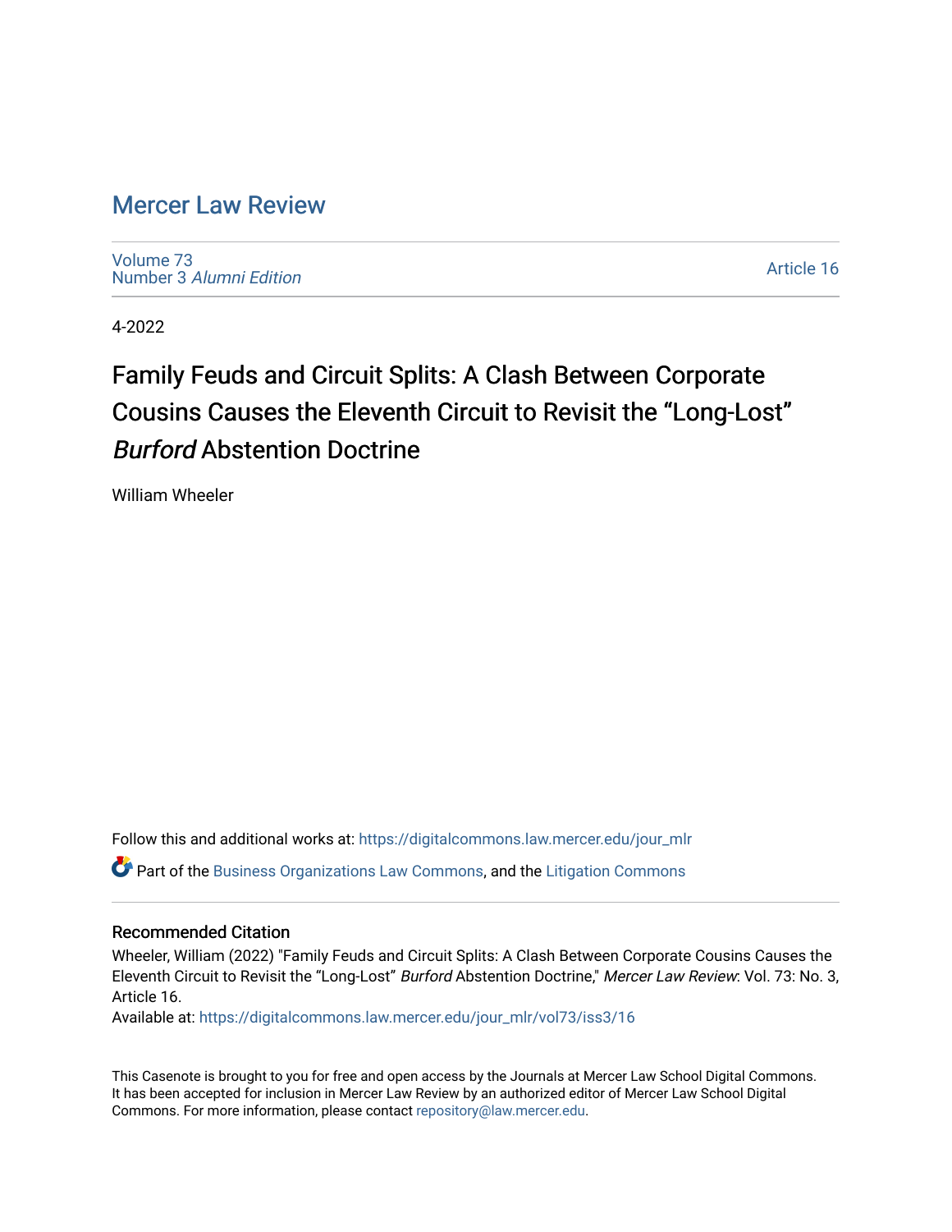# Mercer Law Review

Volume 73
Number 3 *Alumni Edition*

Article 16

4-2022

## Family Feuds and Circuit Splits: A Clash Between Corporate Cousins Causes the Eleventh Circuit to Revisit the "Long-Lost" *Burford* Abstention Doctrine

William Wheeler

Follow this and additional works at: https://digitalcommons.law.mercer.edu/jour_mlr

Part of the Business Organizations Law Commons, and the Litigation Commons

### Recommended Citation

Wheeler, William (2022) "Family Feuds and Circuit Splits: A Clash Between Corporate Cousins Causes the Eleventh Circuit to Revisit the "Long-Lost" *Burford* Abstention Doctrine," *Mercer Law Review*: Vol. 73: No. 3, Article 16.

Available at: https://digitalcommons.law.mercer.edu/jour_mlr/vol73/iss3/16

This Casenote is brought to you for free and open access by the Journals at Mercer Law School Digital Commons. It has been accepted for inclusion in Mercer Law Review by an authorized editor of Mercer Law School Digital Commons. For more information, please contact repository@law.mercer.edu.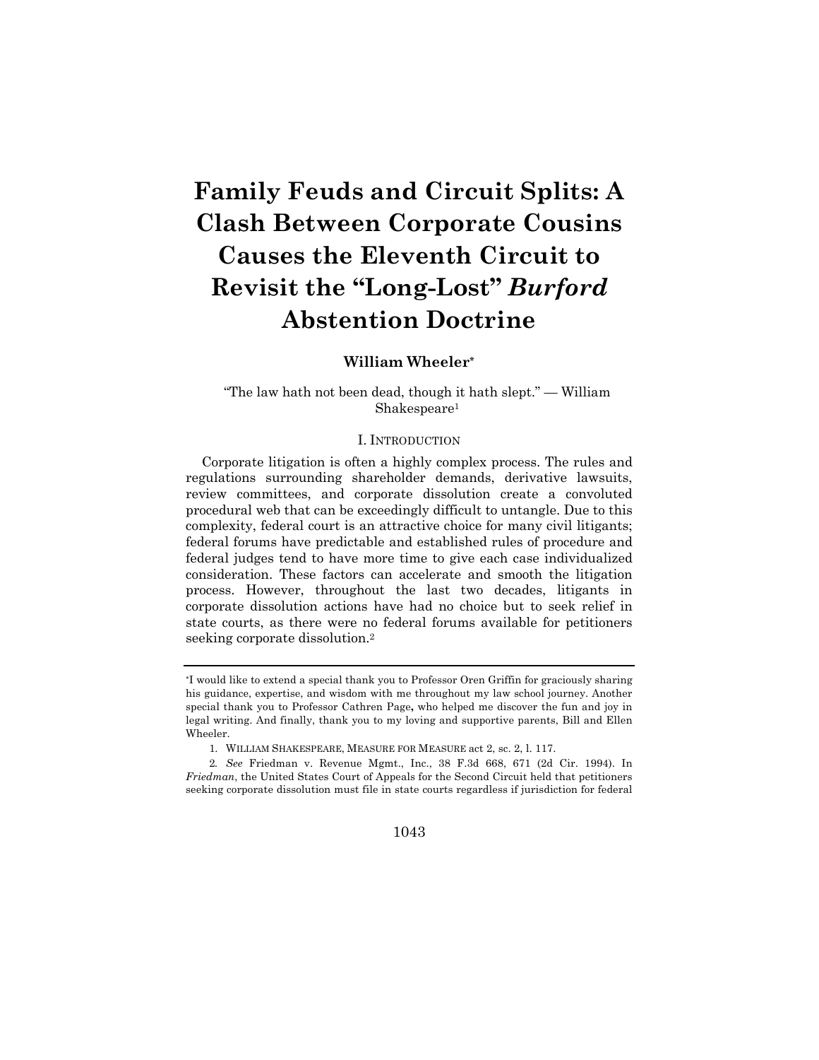# Family Feuds and Circuit Splits: A Clash Between Corporate Cousins Causes the Eleventh Circuit to Revisit the "Long-Lost" *Burford* Abstention Doctrine

**William Wheeler***

"The law hath not been dead, though it hath slept." — William Shakespeare[1]

## I. Introduction

Corporate litigation is often a highly complex process. The rules and regulations surrounding shareholder demands, derivative lawsuits, review committees, and corporate dissolution create a convoluted procedural web that can be exceedingly difficult to untangle. Due to this complexity, federal court is an attractive choice for many civil litigants; federal forums have predictable and established rules of procedure and federal judges tend to have more time to give each case individualized consideration. These factors can accelerate and smooth the litigation process. However, throughout the last two decades, litigants in corporate dissolution actions have had no choice but to seek relief in state courts, as there were no federal forums available for petitioners seeking corporate dissolution.[2]

---

*I would like to extend a special thank you to Professor Oren Griffin for graciously sharing his guidance, expertise, and wisdom with me throughout my law school journey. Another special thank you to Professor Cathren Page, who helped me discover the fun and joy in legal writing. And finally, thank you to my loving and supportive parents, Bill and Ellen Wheeler.

1. William Shakespeare, Measure for Measure act 2, sc. 2, l. 117.

2. *See* Friedman v. Revenue Mgmt., Inc., 38 F.3d 668, 671 (2d Cir. 1994). In *Friedman*, the United States Court of Appeals for the Second Circuit held that petitioners seeking corporate dissolution must file in state courts regardless if jurisdiction for federal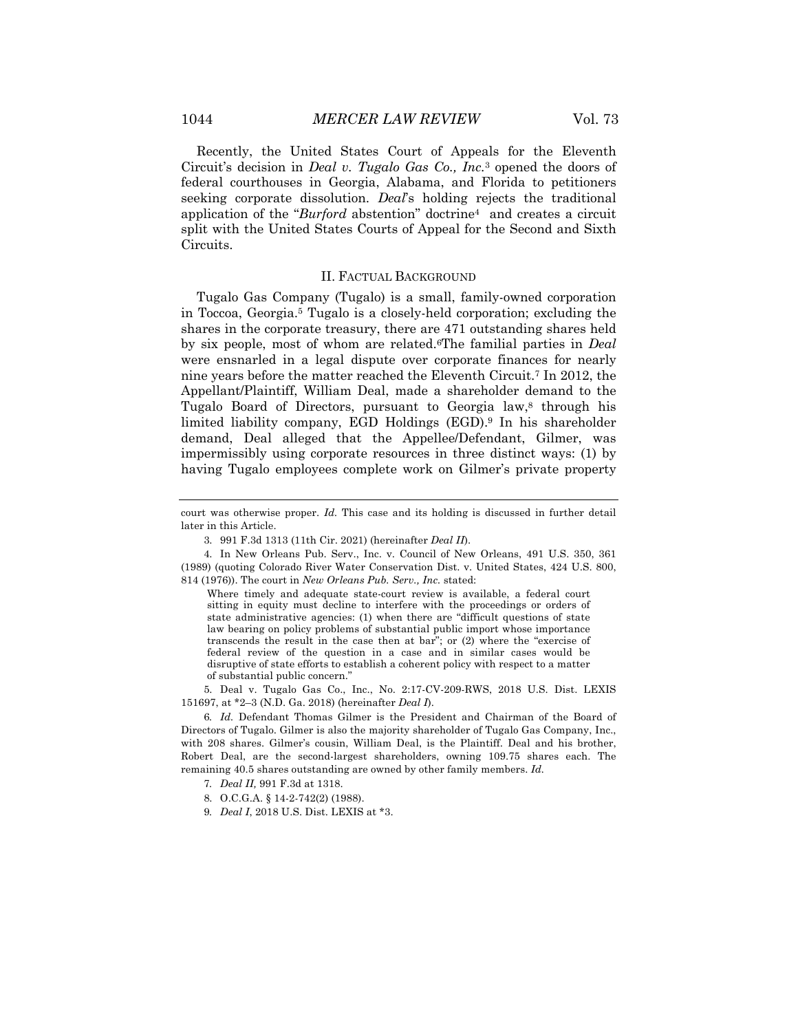Recently, the United States Court of Appeals for the Eleventh Circuit's decision in *Deal v. Tugalo Gas Co., Inc.*[3] opened the doors of federal courthouses in Georgia, Alabama, and Florida to petitioners seeking corporate dissolution. *Deal*'s holding rejects the traditional application of the "*Burford* abstention" doctrine[4] and creates a circuit split with the United States Courts of Appeal for the Second and Sixth Circuits.

## II. FACTUAL BACKGROUND

Tugalo Gas Company (Tugalo) is a small, family-owned corporation in Toccoa, Georgia.[5] Tugalo is a closely-held corporation; excluding the shares in the corporate treasury, there are 471 outstanding shares held by six people, most of whom are related.[6] The familial parties in *Deal* were ensnarled in a legal dispute over corporate finances for nearly nine years before the matter reached the Eleventh Circuit.[7] In 2012, the Appellant/Plaintiff, William Deal, made a shareholder demand to the Tugalo Board of Directors, pursuant to Georgia law,[8] through his limited liability company, EGD Holdings (EGD).[9] In his shareholder demand, Deal alleged that the Appellee/Defendant, Gilmer, was impermissibly using corporate resources in three distinct ways: (1) by having Tugalo employees complete work on Gilmer's private property

---

court was otherwise proper. *Id.* This case and its holding is discussed in further detail later in this Article.

3. 991 F.3d 1313 (11th Cir. 2021) (hereinafter *Deal II*).

4. In New Orleans Pub. Serv., Inc. v. Council of New Orleans, 491 U.S. 350, 361 (1989) (quoting Colorado River Water Conservation Dist. v. United States, 424 U.S. 800, 814 (1976)). The court in *New Orleans Pub. Serv., Inc.* stated:

> Where timely and adequate state-court review is available, a federal court sitting in equity must decline to interfere with the proceedings or orders of state administrative agencies: (1) when there are "difficult questions of state law bearing on policy problems of substantial public import whose importance transcends the result in the case then at bar"; or (2) where the "exercise of federal review of the question in a case and in similar cases would be disruptive of state efforts to establish a coherent policy with respect to a matter of substantial public concern."

5. Deal v. Tugalo Gas Co., Inc., No. 2:17-CV-209-RWS, 2018 U.S. Dist. LEXIS 151697, at *2–3 (N.D. Ga. 2018) (hereinafter *Deal I*).

6. *Id.* Defendant Thomas Gilmer is the President and Chairman of the Board of Directors of Tugalo. Gilmer is also the majority shareholder of Tugalo Gas Company, Inc., with 208 shares. Gilmer's cousin, William Deal, is the Plaintiff. Deal and his brother, Robert Deal, are the second-largest shareholders, owning 109.75 shares each. The remaining 40.5 shares outstanding are owned by other family members. *Id.*

7. *Deal II,* 991 F.3d at 1318.

8. O.C.G.A. § 14-2-742(2) (1988).

9. *Deal I*, 2018 U.S. Dist. LEXIS at *3.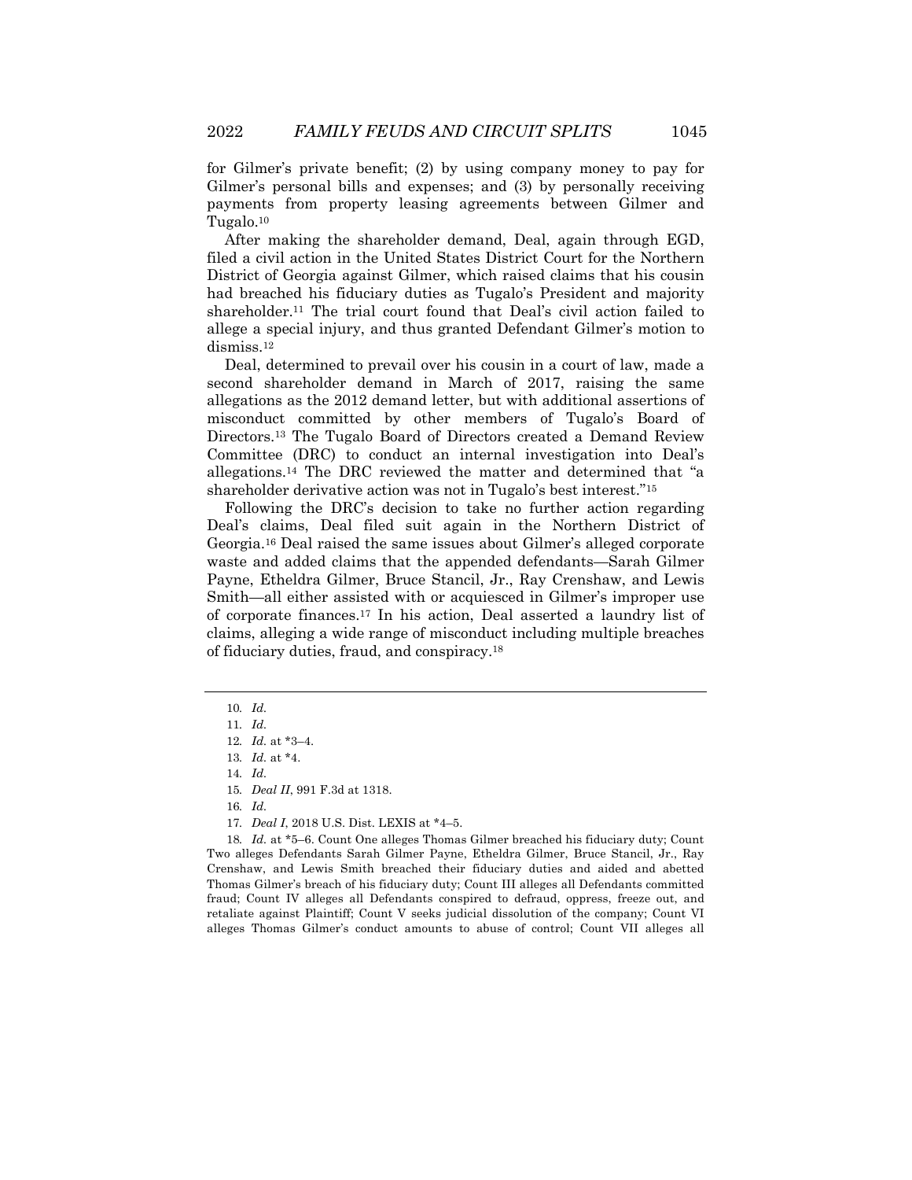for Gilmer's private benefit; (2) by using company money to pay for Gilmer's personal bills and expenses; and (3) by personally receiving payments from property leasing agreements between Gilmer and Tugalo.[10]

After making the shareholder demand, Deal, again through EGD, filed a civil action in the United States District Court for the Northern District of Georgia against Gilmer, which raised claims that his cousin had breached his fiduciary duties as Tugalo's President and majority shareholder.[11] The trial court found that Deal's civil action failed to allege a special injury, and thus granted Defendant Gilmer's motion to dismiss.[12]

Deal, determined to prevail over his cousin in a court of law, made a second shareholder demand in March of 2017, raising the same allegations as the 2012 demand letter, but with additional assertions of misconduct committed by other members of Tugalo's Board of Directors.[13] The Tugalo Board of Directors created a Demand Review Committee (DRC) to conduct an internal investigation into Deal's allegations.[14] The DRC reviewed the matter and determined that "a shareholder derivative action was not in Tugalo's best interest."[15]

Following the DRC's decision to take no further action regarding Deal's claims, Deal filed suit again in the Northern District of Georgia.[16] Deal raised the same issues about Gilmer's alleged corporate waste and added claims that the appended defendants—Sarah Gilmer Payne, Etheldra Gilmer, Bruce Stancil, Jr., Ray Crenshaw, and Lewis Smith—all either assisted with or acquiesced in Gilmer's improper use of corporate finances.[17] In his action, Deal asserted a laundry list of claims, alleging a wide range of misconduct including multiple breaches of fiduciary duties, fraud, and conspiracy.[18]

---

10. *Id.*

11. *Id.*

12. *Id.* at *3–4.

13. *Id.* at *4.

14. *Id.*

15. *Deal II*, 991 F.3d at 1318.

16. *Id.*

17. *Deal I*, 2018 U.S. Dist. LEXIS at *4–5.

18. *Id.* at *5–6. Count One alleges Thomas Gilmer breached his fiduciary duty; Count Two alleges Defendants Sarah Gilmer Payne, Etheldra Gilmer, Bruce Stancil, Jr., Ray Crenshaw, and Lewis Smith breached their fiduciary duties and aided and abetted Thomas Gilmer's breach of his fiduciary duty; Count III alleges all Defendants committed fraud; Count IV alleges all Defendants conspired to defraud, oppress, freeze out, and retaliate against Plaintiff; Count V seeks judicial dissolution of the company; Count VI alleges Thomas Gilmer's conduct amounts to abuse of control; Count VII alleges all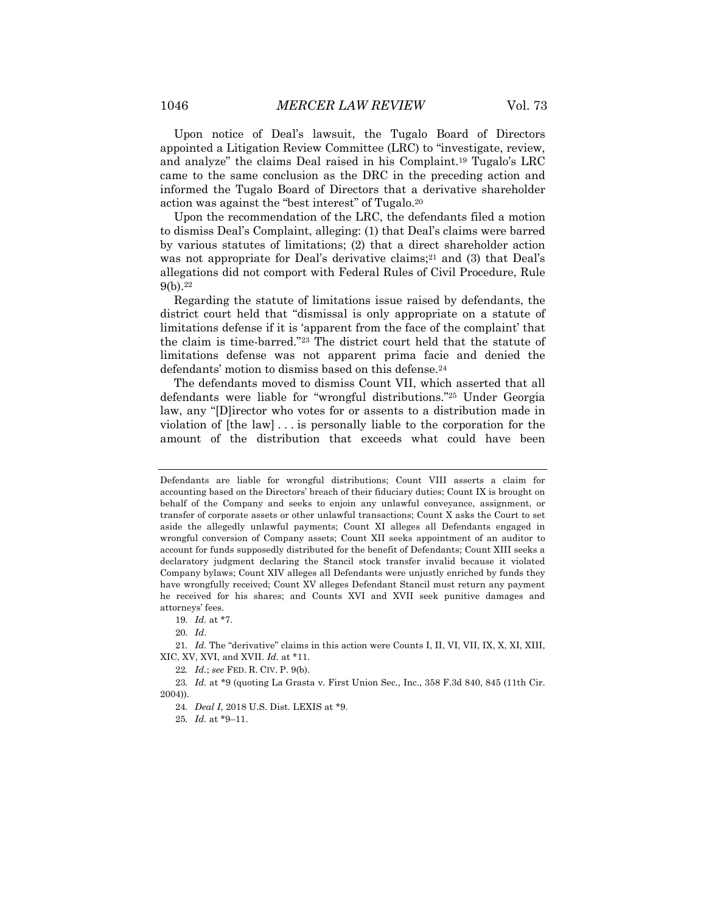Upon notice of Deal's lawsuit, the Tugalo Board of Directors appointed a Litigation Review Committee (LRC) to "investigate, review, and analyze" the claims Deal raised in his Complaint.[19] Tugalo's LRC came to the same conclusion as the DRC in the preceding action and informed the Tugalo Board of Directors that a derivative shareholder action was against the "best interest" of Tugalo.[20]

Upon the recommendation of the LRC, the defendants filed a motion to dismiss Deal's Complaint, alleging: (1) that Deal's claims were barred by various statutes of limitations; (2) that a direct shareholder action was not appropriate for Deal's derivative claims;[21] and (3) that Deal's allegations did not comport with Federal Rules of Civil Procedure, Rule 9(b).[22]

Regarding the statute of limitations issue raised by defendants, the district court held that "dismissal is only appropriate on a statute of limitations defense if it is 'apparent from the face of the complaint' that the claim is time-barred."[23] The district court held that the statute of limitations defense was not apparent prima facie and denied the defendants' motion to dismiss based on this defense.[24]

The defendants moved to dismiss Count VII, which asserted that all defendants were liable for "wrongful distributions."[25] Under Georgia law, any "[D]irector who votes for or assents to a distribution made in violation of [the law] . . . is personally liable to the corporation for the amount of the distribution that exceeds what could have been

---

Defendants are liable for wrongful distributions; Count VIII asserts a claim for accounting based on the Directors' breach of their fiduciary duties; Count IX is brought on behalf of the Company and seeks to enjoin any unlawful conveyance, assignment, or transfer of corporate assets or other unlawful transactions; Count X asks the Court to set aside the allegedly unlawful payments; Count XI alleges all Defendants engaged in wrongful conversion of Company assets; Count XII seeks appointment of an auditor to account for funds supposedly distributed for the benefit of Defendants; Count XIII seeks a declaratory judgment declaring the Stancil stock transfer invalid because it violated Company bylaws; Count XIV alleges all Defendants were unjustly enriched by funds they have wrongfully received; Count XV alleges Defendant Stancil must return any payment he received for his shares; and Counts XVI and XVII seek punitive damages and attorneys' fees.

19. *Id.* at *7.

20. *Id*.

21. *Id.* The "derivative" claims in this action were Counts I, II, VI, VII, IX, X, XI, XIII, XIC, XV, XVI, and XVII. *Id.* at *11.

22. *Id.*; *see* FED. R. CIV. P. 9(b).

23. *Id.* at *9 (quoting La Grasta v. First Union Sec., Inc., 358 F.3d 840, 845 (11th Cir. 2004)).

24. *Deal I*, 2018 U.S. Dist. LEXIS at *9.

25. *Id.* at *9–11.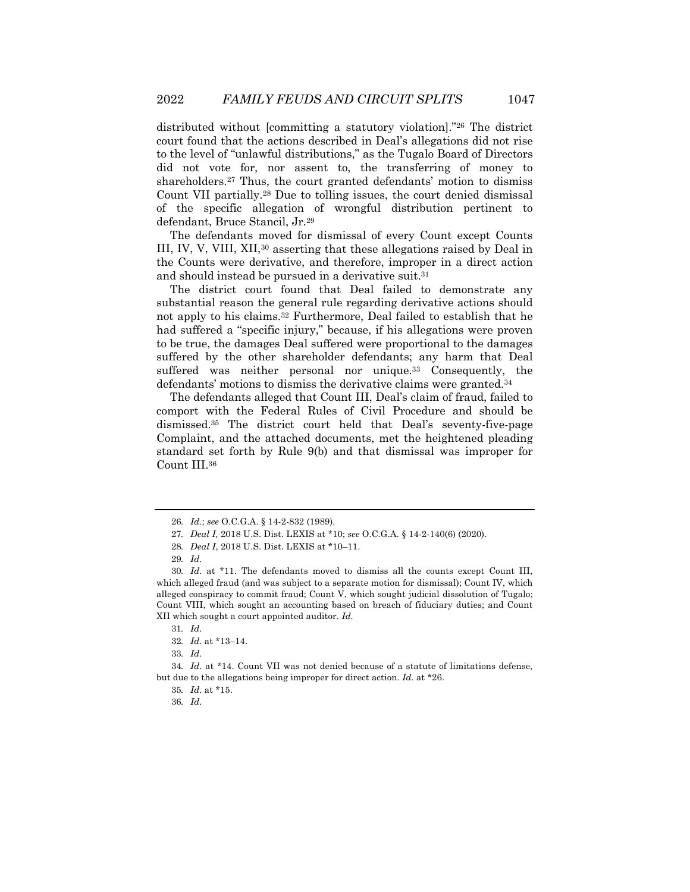distributed without [committing a statutory violation]."[26] The district court found that the actions described in Deal's allegations did not rise to the level of "unlawful distributions," as the Tugalo Board of Directors did not vote for, nor assent to, the transferring of money to shareholders.[27] Thus, the court granted defendants' motion to dismiss Count VII partially.[28] Due to tolling issues, the court denied dismissal of the specific allegation of wrongful distribution pertinent to defendant, Bruce Stancil, Jr.[29]

The defendants moved for dismissal of every Count except Counts III, IV, V, VIII, XII,[30] asserting that these allegations raised by Deal in the Counts were derivative, and therefore, improper in a direct action and should instead be pursued in a derivative suit.[31]

The district court found that Deal failed to demonstrate any substantial reason the general rule regarding derivative actions should not apply to his claims.[32] Furthermore, Deal failed to establish that he had suffered a "specific injury," because, if his allegations were proven to be true, the damages Deal suffered were proportional to the damages suffered by the other shareholder defendants; any harm that Deal suffered was neither personal nor unique.[33] Consequently, the defendants' motions to dismiss the derivative claims were granted.[34]

The defendants alleged that Count III, Deal's claim of fraud, failed to comport with the Federal Rules of Civil Procedure and should be dismissed.[35] The district court held that Deal's seventy-five-page Complaint, and the attached documents, met the heightened pleading standard set forth by Rule 9(b) and that dismissal was improper for Count III.[36]

---

26. *Id.*; *see* O.C.G.A. § 14-2-832 (1989).

27. *Deal I,* 2018 U.S. Dist. LEXIS at *10; *see* O.C.G.A. § 14-2-140(6) (2020).

28. *Deal I*, 2018 U.S. Dist. LEXIS at *10–11.

29. *Id.*

30. *Id.* at *11. The defendants moved to dismiss all the counts except Count III, which alleged fraud (and was subject to a separate motion for dismissal); Count IV, which alleged conspiracy to commit fraud; Count V, which sought judicial dissolution of Tugalo; Count VIII, which sought an accounting based on breach of fiduciary duties; and Count XII which sought a court appointed auditor. *Id.*

31. *Id.*

32. *Id.* at *13–14.

33. *Id.*

34. *Id.* at *14. Count VII was not denied because of a statute of limitations defense, but due to the allegations being improper for direct action. *Id.* at *26.

35. *Id.* at *15.

36. *Id.*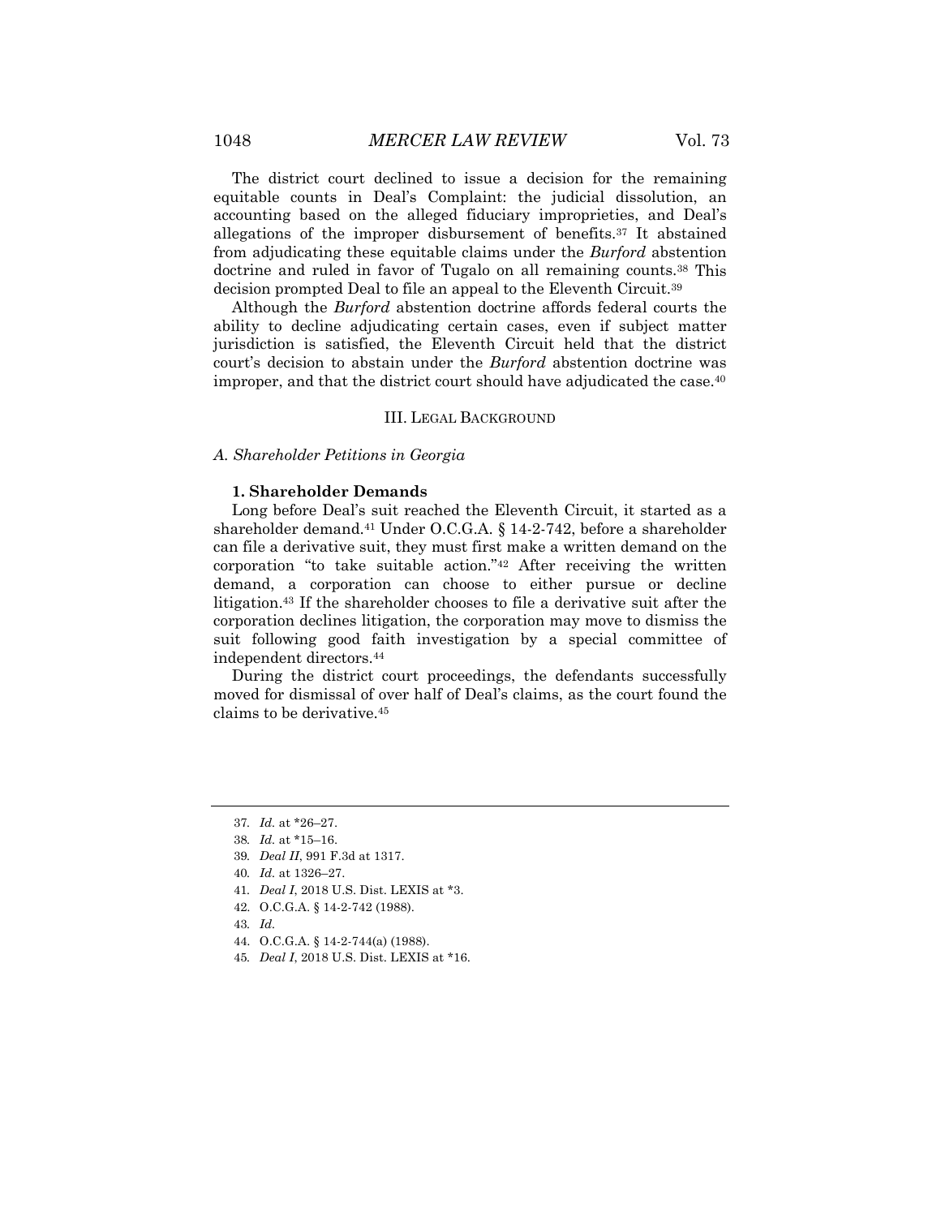The district court declined to issue a decision for the remaining equitable counts in Deal's Complaint: the judicial dissolution, an accounting based on the alleged fiduciary improprieties, and Deal's allegations of the improper disbursement of benefits.[37] It abstained from adjudicating these equitable claims under the *Burford* abstention doctrine and ruled in favor of Tugalo on all remaining counts.[38] This decision prompted Deal to file an appeal to the Eleventh Circuit.[39]

Although the *Burford* abstention doctrine affords federal courts the ability to decline adjudicating certain cases, even if subject matter jurisdiction is satisfied, the Eleventh Circuit held that the district court's decision to abstain under the *Burford* abstention doctrine was improper, and that the district court should have adjudicated the case.[40]

## III. Legal Background

### A. Shareholder Petitions in Georgia

#### 1. Shareholder Demands

Long before Deal's suit reached the Eleventh Circuit, it started as a shareholder demand.[41] Under O.C.G.A. § 14-2-742, before a shareholder can file a derivative suit, they must first make a written demand on the corporation "to take suitable action."[42] After receiving the written demand, a corporation can choose to either pursue or decline litigation.[43] If the shareholder chooses to file a derivative suit after the corporation declines litigation, the corporation may move to dismiss the suit following good faith investigation by a special committee of independent directors.[44]

During the district court proceedings, the defendants successfully moved for dismissal of over half of Deal's claims, as the court found the claims to be derivative.[45]

---

37. *Id.* at *26–27.

38. *Id.* at *15–16.

39. *Deal II*, 991 F.3d at 1317.

40. *Id.* at 1326–27.

41. *Deal I*, 2018 U.S. Dist. LEXIS at *3.

42. O.C.G.A. § 14-2-742 (1988).

43. *Id.*

44. O.C.G.A. § 14-2-744(a) (1988).

45. *Deal I*, 2018 U.S. Dist. LEXIS at *16.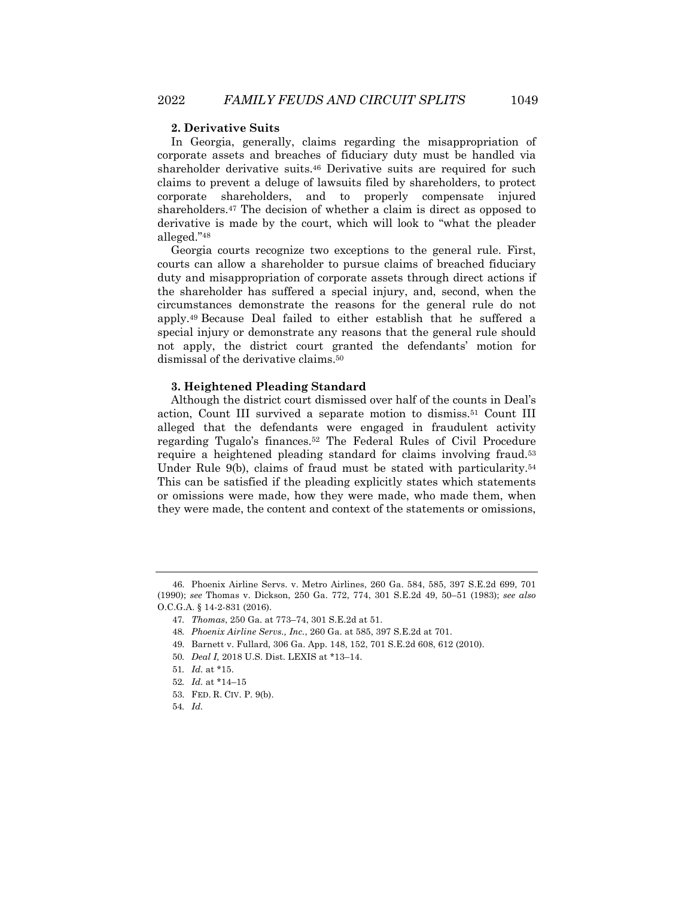### 2. Derivative Suits

In Georgia, generally, claims regarding the misappropriation of corporate assets and breaches of fiduciary duty must be handled via shareholder derivative suits.[46] Derivative suits are required for such claims to prevent a deluge of lawsuits filed by shareholders, to protect corporate shareholders, and to properly compensate injured shareholders.[47] The decision of whether a claim is direct as opposed to derivative is made by the court, which will look to "what the pleader alleged."[48]

Georgia courts recognize two exceptions to the general rule. First, courts can allow a shareholder to pursue claims of breached fiduciary duty and misappropriation of corporate assets through direct actions if the shareholder has suffered a special injury, and, second, when the circumstances demonstrate the reasons for the general rule do not apply.[49] Because Deal failed to either establish that he suffered a special injury or demonstrate any reasons that the general rule should not apply, the district court granted the defendants' motion for dismissal of the derivative claims.[50]

### 3. Heightened Pleading Standard

Although the district court dismissed over half of the counts in Deal's action, Count III survived a separate motion to dismiss.[51] Count III alleged that the defendants were engaged in fraudulent activity regarding Tugalo's finances.[52] The Federal Rules of Civil Procedure require a heightened pleading standard for claims involving fraud.[53] Under Rule 9(b), claims of fraud must be stated with particularity.[54] This can be satisfied if the pleading explicitly states which statements or omissions were made, how they were made, who made them, when they were made, the content and context of the statements or omissions,

---

46. Phoenix Airline Servs. v. Metro Airlines, 260 Ga. 584, 585, 397 S.E.2d 699, 701 (1990); *see* Thomas v. Dickson, 250 Ga. 772, 774, 301 S.E.2d 49, 50–51 (1983); *see also* O.C.G.A. § 14-2-831 (2016).

47. *Thomas*, 250 Ga. at 773–74, 301 S.E.2d at 51.

48. *Phoenix Airline Servs., Inc.*, 260 Ga. at 585, 397 S.E.2d at 701.

49. Barnett v. Fullard, 306 Ga. App. 148, 152, 701 S.E.2d 608, 612 (2010).

50. *Deal I,* 2018 U.S. Dist. LEXIS at *13–14.

51. *Id.* at *15.

52. *Id.* at *14–15

53. FED. R. CIV. P. 9(b).

54. *Id.*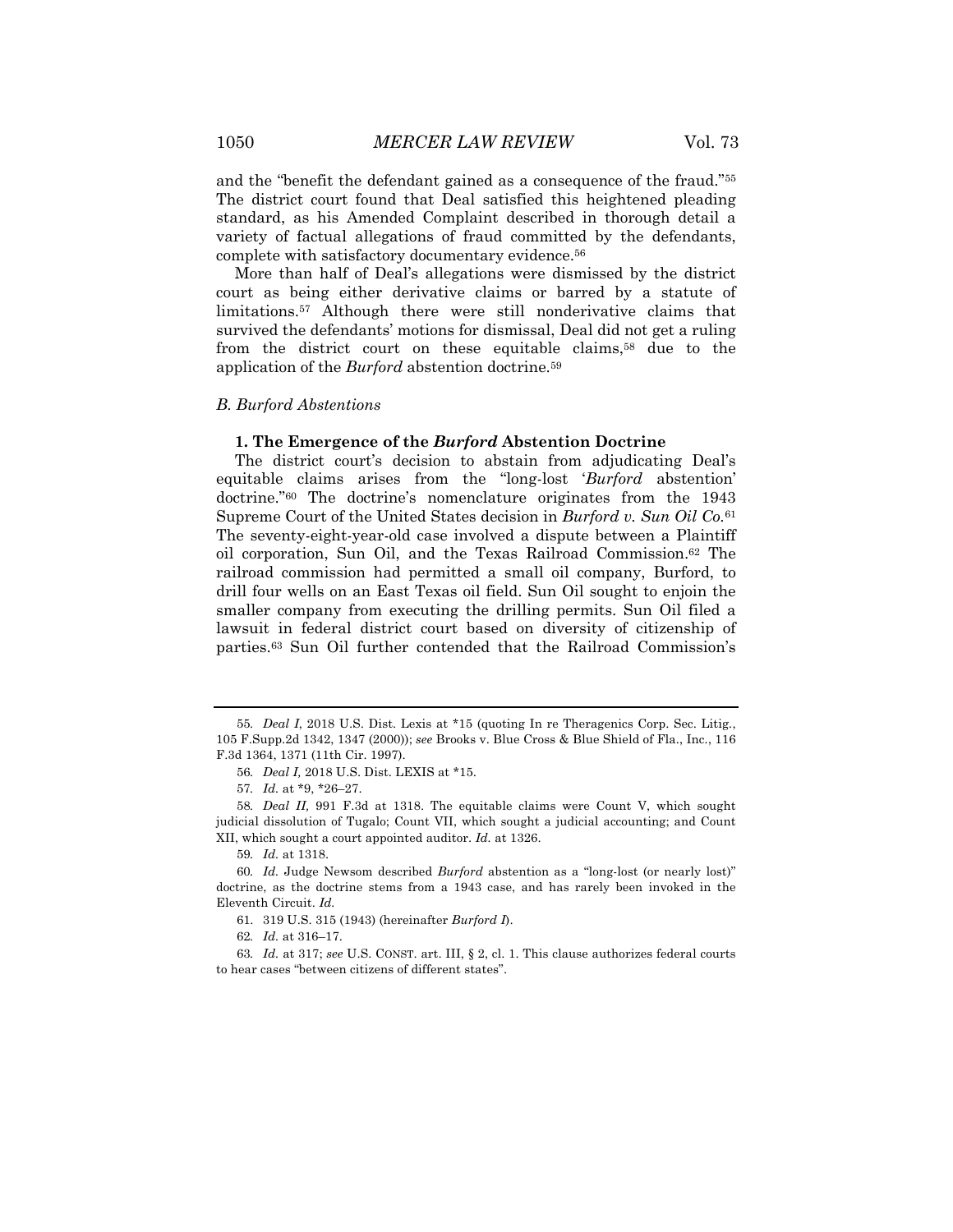and the "benefit the defendant gained as a consequence of the fraud."[55] The district court found that Deal satisfied this heightened pleading standard, as his Amended Complaint described in thorough detail a variety of factual allegations of fraud committed by the defendants, complete with satisfactory documentary evidence.[56]

More than half of Deal's allegations were dismissed by the district court as being either derivative claims or barred by a statute of limitations.[57] Although there were still nonderivative claims that survived the defendants' motions for dismissal, Deal did not get a ruling from the district court on these equitable claims,[58] due to the application of the *Burford* abstention doctrine.[59]

### *B. Burford Abstentions*

#### 1. The Emergence of the *Burford* Abstention Doctrine

The district court's decision to abstain from adjudicating Deal's equitable claims arises from the "long-lost '*Burford* abstention' doctrine."[60] The doctrine's nomenclature originates from the 1943 Supreme Court of the United States decision in *Burford v. Sun Oil Co.*[61] The seventy-eight-year-old case involved a dispute between a Plaintiff oil corporation, Sun Oil, and the Texas Railroad Commission.[62] The railroad commission had permitted a small oil company, Burford, to drill four wells on an East Texas oil field. Sun Oil sought to enjoin the smaller company from executing the drilling permits. Sun Oil filed a lawsuit in federal district court based on diversity of citizenship of parties.[63] Sun Oil further contended that the Railroad Commission's

---

55. *Deal I*, 2018 U.S. Dist. Lexis at *15 (quoting In re Theragenics Corp. Sec. Litig., 105 F.Supp.2d 1342, 1347 (2000)); *see* Brooks v. Blue Cross & Blue Shield of Fla., Inc., 116 F.3d 1364, 1371 (11th Cir. 1997).

56. *Deal I,* 2018 U.S. Dist. LEXIS at *15.

57. *Id.* at *9, *26–27.

58. *Deal II,* 991 F.3d at 1318. The equitable claims were Count V, which sought judicial dissolution of Tugalo; Count VII, which sought a judicial accounting; and Count XII, which sought a court appointed auditor. *Id.* at 1326.

59. *Id.* at 1318.

60. *Id.* Judge Newsom described *Burford* abstention as a "long-lost (or nearly lost)" doctrine, as the doctrine stems from a 1943 case, and has rarely been invoked in the Eleventh Circuit. *Id.*

61. 319 U.S. 315 (1943) (hereinafter *Burford I*).

62. *Id.* at 316–17.

63. *Id.* at 317; *see* U.S. CONST. art. III, § 2, cl. 1. This clause authorizes federal courts to hear cases "between citizens of different states".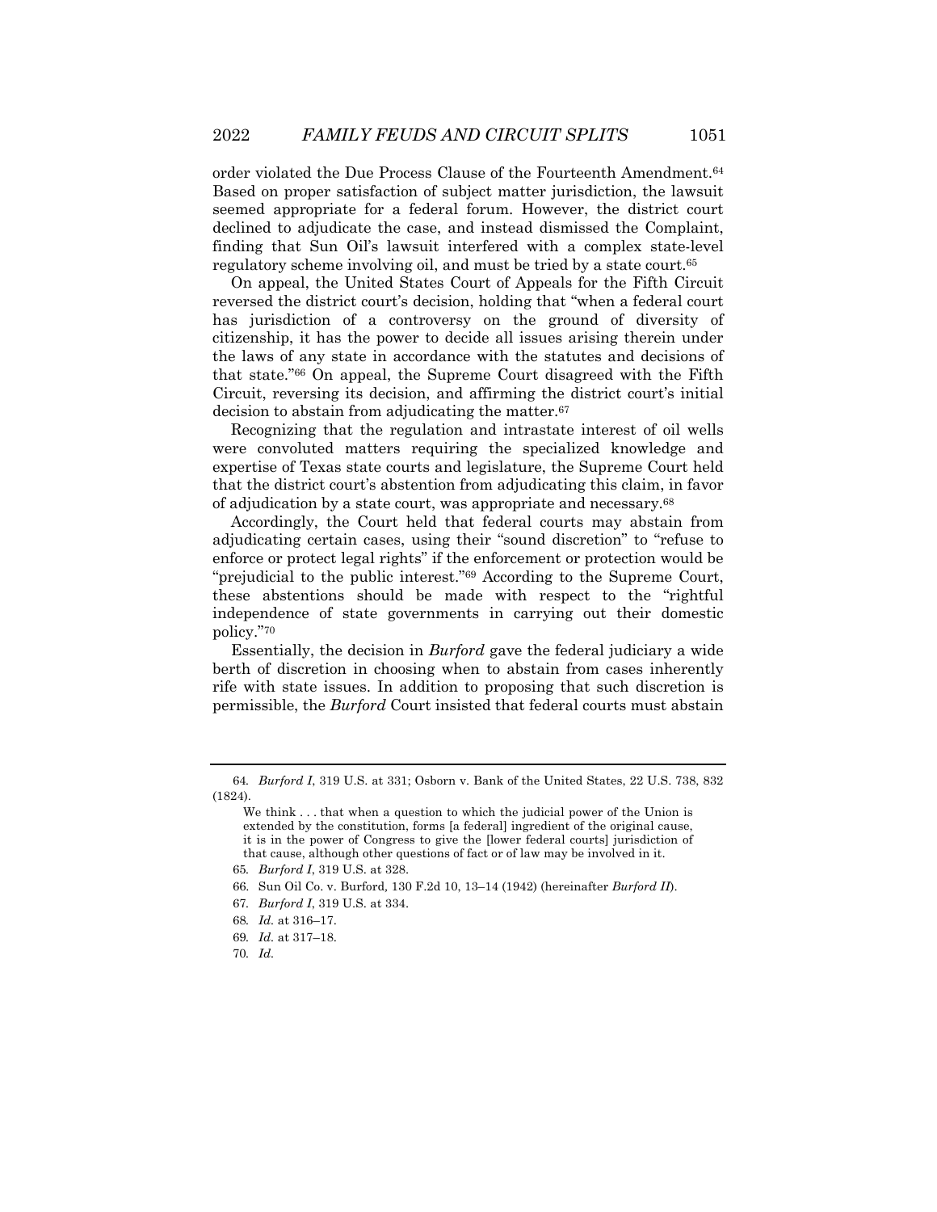order violated the Due Process Clause of the Fourteenth Amendment.[64] Based on proper satisfaction of subject matter jurisdiction, the lawsuit seemed appropriate for a federal forum. However, the district court declined to adjudicate the case, and instead dismissed the Complaint, finding that Sun Oil's lawsuit interfered with a complex state-level regulatory scheme involving oil, and must be tried by a state court.[65]

On appeal, the United States Court of Appeals for the Fifth Circuit reversed the district court's decision, holding that "when a federal court has jurisdiction of a controversy on the ground of diversity of citizenship, it has the power to decide all issues arising therein under the laws of any state in accordance with the statutes and decisions of that state."[66] On appeal, the Supreme Court disagreed with the Fifth Circuit, reversing its decision, and affirming the district court's initial decision to abstain from adjudicating the matter.[67]

Recognizing that the regulation and intrastate interest of oil wells were convoluted matters requiring the specialized knowledge and expertise of Texas state courts and legislature, the Supreme Court held that the district court's abstention from adjudicating this claim, in favor of adjudication by a state court, was appropriate and necessary.[68]

Accordingly, the Court held that federal courts may abstain from adjudicating certain cases, using their "sound discretion" to "refuse to enforce or protect legal rights" if the enforcement or protection would be "prejudicial to the public interest."[69] According to the Supreme Court, these abstentions should be made with respect to the "rightful independence of state governments in carrying out their domestic policy."[70]

Essentially, the decision in *Burford* gave the federal judiciary a wide berth of discretion in choosing when to abstain from cases inherently rife with state issues. In addition to proposing that such discretion is permissible, the *Burford* Court insisted that federal courts must abstain

---

64. *Burford I*, 319 U.S. at 331; Osborn v. Bank of the United States, 22 U.S. 738, 832 (1824).

> We think . . . that when a question to which the judicial power of the Union is extended by the constitution, forms [a federal] ingredient of the original cause, it is in the power of Congress to give the [lower federal courts] jurisdiction of that cause, although other questions of fact or of law may be involved in it.

65. *Burford I*, 319 U.S. at 328.

66. Sun Oil Co. v. Burford, 130 F.2d 10, 13–14 (1942) (hereinafter *Burford II*).

67. *Burford I*, 319 U.S. at 334.

68. *Id.* at 316–17.

69. *Id.* at 317–18.

70. *Id.*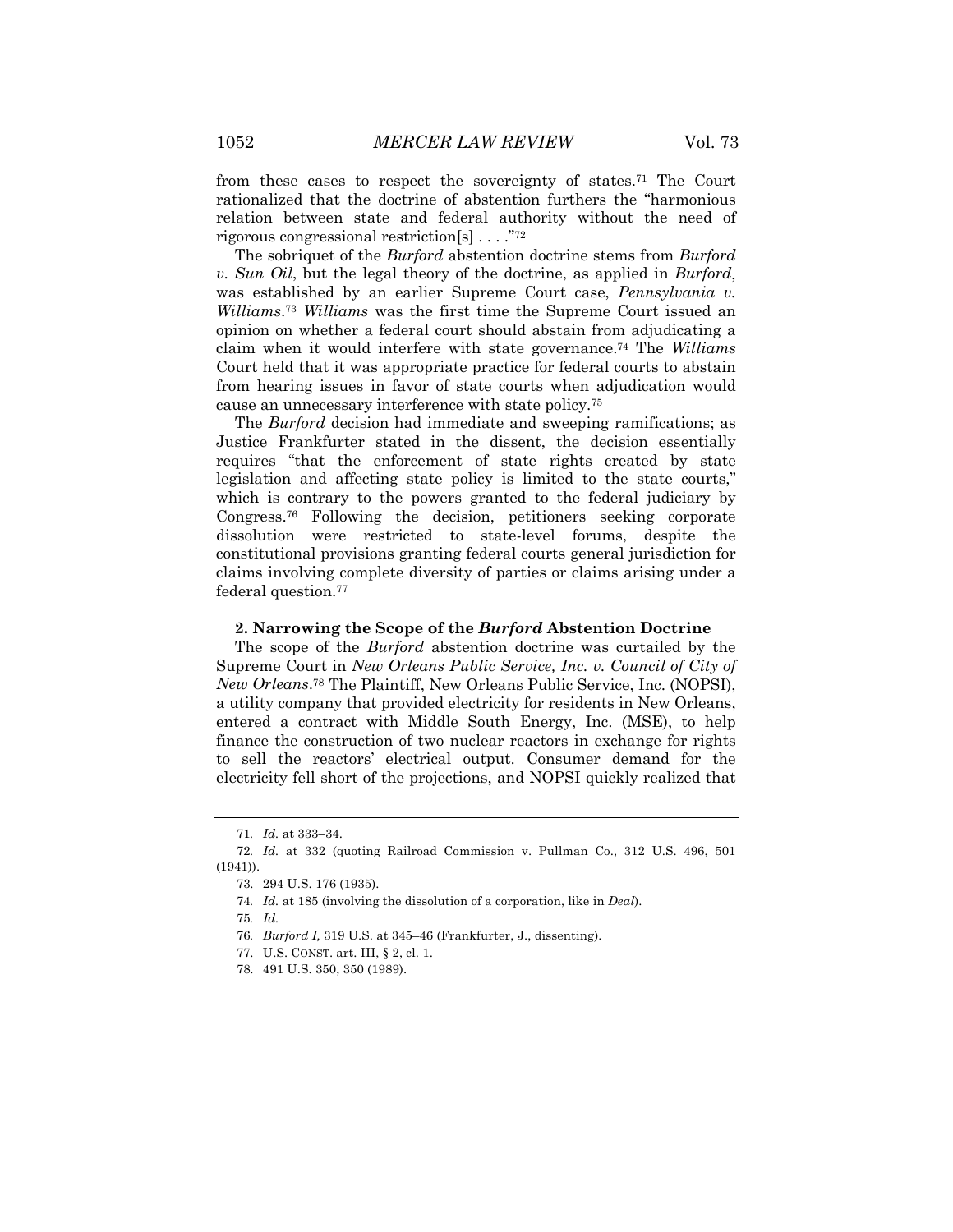from these cases to respect the sovereignty of states.[71] The Court rationalized that the doctrine of abstention furthers the "harmonious relation between state and federal authority without the need of rigorous congressional restriction[s] . . . ."[72]

The sobriquet of the *Burford* abstention doctrine stems from *Burford v. Sun Oil*, but the legal theory of the doctrine, as applied in *Burford*, was established by an earlier Supreme Court case, *Pennsylvania v. Williams*.[73] *Williams* was the first time the Supreme Court issued an opinion on whether a federal court should abstain from adjudicating a claim when it would interfere with state governance.[74] The *Williams* Court held that it was appropriate practice for federal courts to abstain from hearing issues in favor of state courts when adjudication would cause an unnecessary interference with state policy.[75]

The *Burford* decision had immediate and sweeping ramifications; as Justice Frankfurter stated in the dissent, the decision essentially requires "that the enforcement of state rights created by state legislation and affecting state policy is limited to the state courts," which is contrary to the powers granted to the federal judiciary by Congress.[76] Following the decision, petitioners seeking corporate dissolution were restricted to state-level forums, despite the constitutional provisions granting federal courts general jurisdiction for claims involving complete diversity of parties or claims arising under a federal question.[77]

### 2. Narrowing the Scope of the *Burford* Abstention Doctrine

The scope of the *Burford* abstention doctrine was curtailed by the Supreme Court in *New Orleans Public Service, Inc. v. Council of City of New Orleans*.[78] The Plaintiff, New Orleans Public Service, Inc. (NOPSI), a utility company that provided electricity for residents in New Orleans, entered a contract with Middle South Energy, Inc. (MSE), to help finance the construction of two nuclear reactors in exchange for rights to sell the reactors' electrical output. Consumer demand for the electricity fell short of the projections, and NOPSI quickly realized that

---

71. *Id.* at 333–34.

72. *Id.* at 332 (quoting Railroad Commission v. Pullman Co., 312 U.S. 496, 501 (1941)).

73. 294 U.S. 176 (1935).

74. *Id.* at 185 (involving the dissolution of a corporation, like in *Deal*).

75. *Id.*

76. *Burford I,* 319 U.S. at 345–46 (Frankfurter, J., dissenting).

77. U.S. CONST. art. III, § 2, cl. 1.

78. 491 U.S. 350, 350 (1989).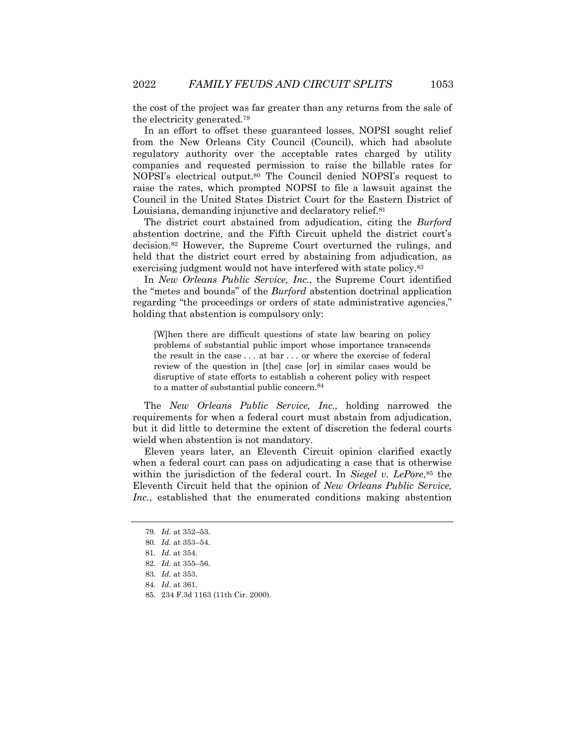the cost of the project was far greater than any returns from the sale of the electricity generated.[79]

In an effort to offset these guaranteed losses, NOPSI sought relief from the New Orleans City Council (Council), which had absolute regulatory authority over the acceptable rates charged by utility companies and requested permission to raise the billable rates for NOPSI's electrical output.[80] The Council denied NOPSI's request to raise the rates, which prompted NOPSI to file a lawsuit against the Council in the United States District Court for the Eastern District of Louisiana, demanding injunctive and declaratory relief.[81]

The district court abstained from adjudication, citing the *Burford* abstention doctrine, and the Fifth Circuit upheld the district court's decision.[82] However, the Supreme Court overturned the rulings, and held that the district court erred by abstaining from adjudication, as exercising judgment would not have interfered with state policy.[83]

In *New Orleans Public Service, Inc.*, the Supreme Court identified the "metes and bounds" of the *Burford* abstention doctrinal application regarding "the proceedings or orders of state administrative agencies," holding that abstention is compulsory only:

> [W]hen there are difficult questions of state law bearing on policy problems of substantial public import whose importance transcends the result in the case . . . at bar . . . or where the exercise of federal review of the question in [the] case [or] in similar cases would be disruptive of state efforts to establish a coherent policy with respect to a matter of substantial public concern.[84]

The *New Orleans Public Service, Inc.,* holding narrowed the requirements for when a federal court must abstain from adjudication, but it did little to determine the extent of discretion the federal courts wield when abstention is not mandatory.

Eleven years later, an Eleventh Circuit opinion clarified exactly when a federal court can pass on adjudicating a case that is otherwise within the jurisdiction of the federal court. In *Siegel v. LePore*,[85] the Eleventh Circuit held that the opinion of *New Orleans Public Service, Inc.*, established that the enumerated conditions making abstention

79. *Id.* at 352–53.

80. *Id.* at 353–54.

81. *Id.* at 354.

82. *Id.* at 355–56.

83. *Id.* at 353.

84. *Id.* at 361.

85. 234 F.3d 1163 (11th Cir. 2000).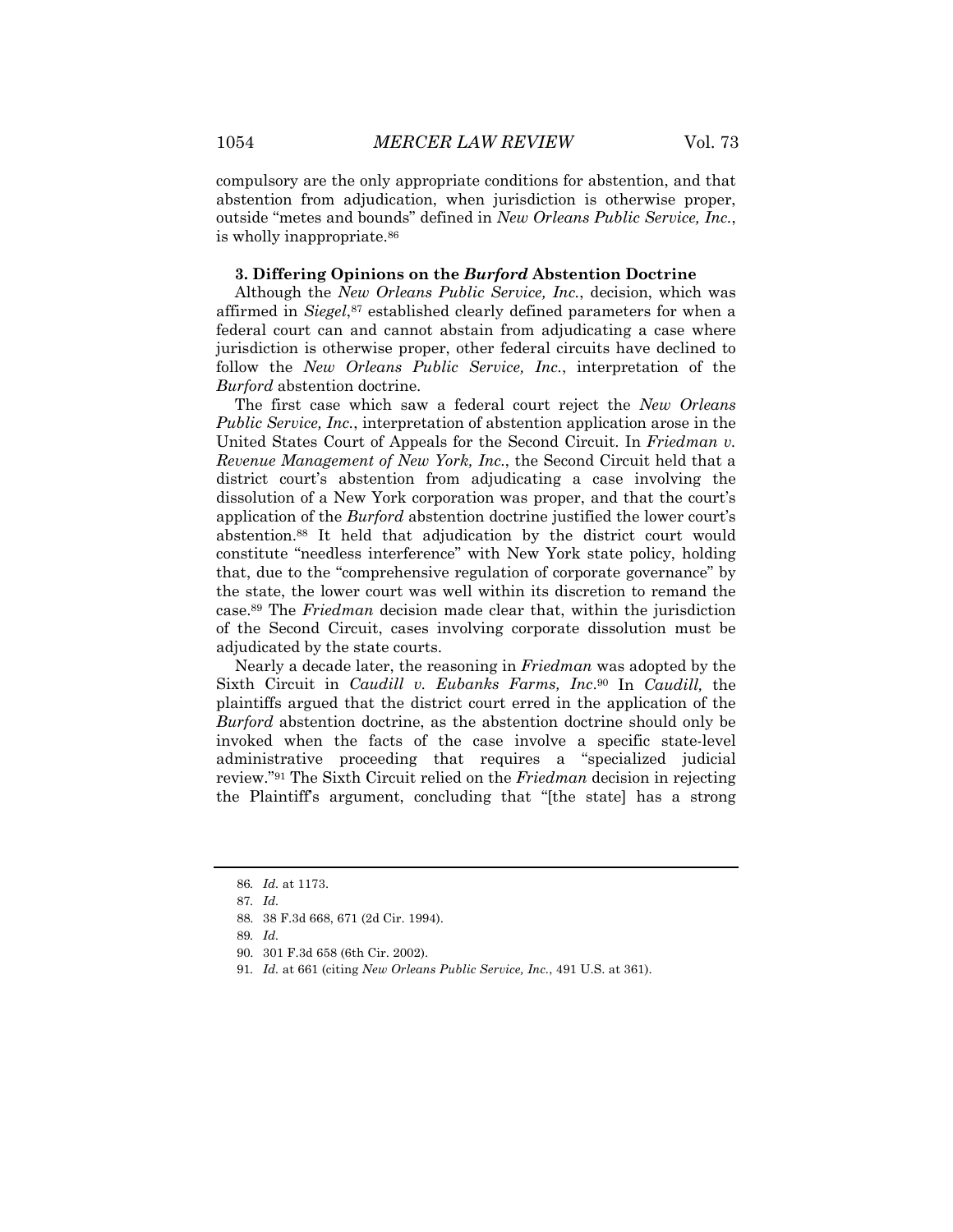compulsory are the only appropriate conditions for abstention, and that abstention from adjudication, when jurisdiction is otherwise proper, outside "metes and bounds" defined in *New Orleans Public Service, Inc.*, is wholly inappropriate.[86]

### 3. Differing Opinions on the *Burford* Abstention Doctrine

Although the *New Orleans Public Service, Inc.*, decision, which was affirmed in *Siegel*,[87] established clearly defined parameters for when a federal court can and cannot abstain from adjudicating a case where jurisdiction is otherwise proper, other federal circuits have declined to follow the *New Orleans Public Service, Inc.*, interpretation of the *Burford* abstention doctrine.

The first case which saw a federal court reject the *New Orleans Public Service, Inc.*, interpretation of abstention application arose in the United States Court of Appeals for the Second Circuit. In *Friedman v. Revenue Management of New York, Inc.*, the Second Circuit held that a district court's abstention from adjudicating a case involving the dissolution of a New York corporation was proper, and that the court's application of the *Burford* abstention doctrine justified the lower court's abstention.[88] It held that adjudication by the district court would constitute "needless interference" with New York state policy, holding that, due to the "comprehensive regulation of corporate governance" by the state, the lower court was well within its discretion to remand the case.[89] The *Friedman* decision made clear that, within the jurisdiction of the Second Circuit, cases involving corporate dissolution must be adjudicated by the state courts.

Nearly a decade later, the reasoning in *Friedman* was adopted by the Sixth Circuit in *Caudill v. Eubanks Farms, Inc*.[90] In *Caudill,* the plaintiffs argued that the district court erred in the application of the *Burford* abstention doctrine, as the abstention doctrine should only be invoked when the facts of the case involve a specific state-level administrative proceeding that requires a "specialized judicial review."[91] The Sixth Circuit relied on the *Friedman* decision in rejecting the Plaintiff's argument, concluding that "[the state] has a strong

---

86. *Id.* at 1173.

87. *Id.*

88. 38 F.3d 668, 671 (2d Cir. 1994).

89. *Id.*

90. 301 F.3d 658 (6th Cir. 2002).

91. *Id.* at 661 (citing *New Orleans Public Service, Inc.*, 491 U.S. at 361).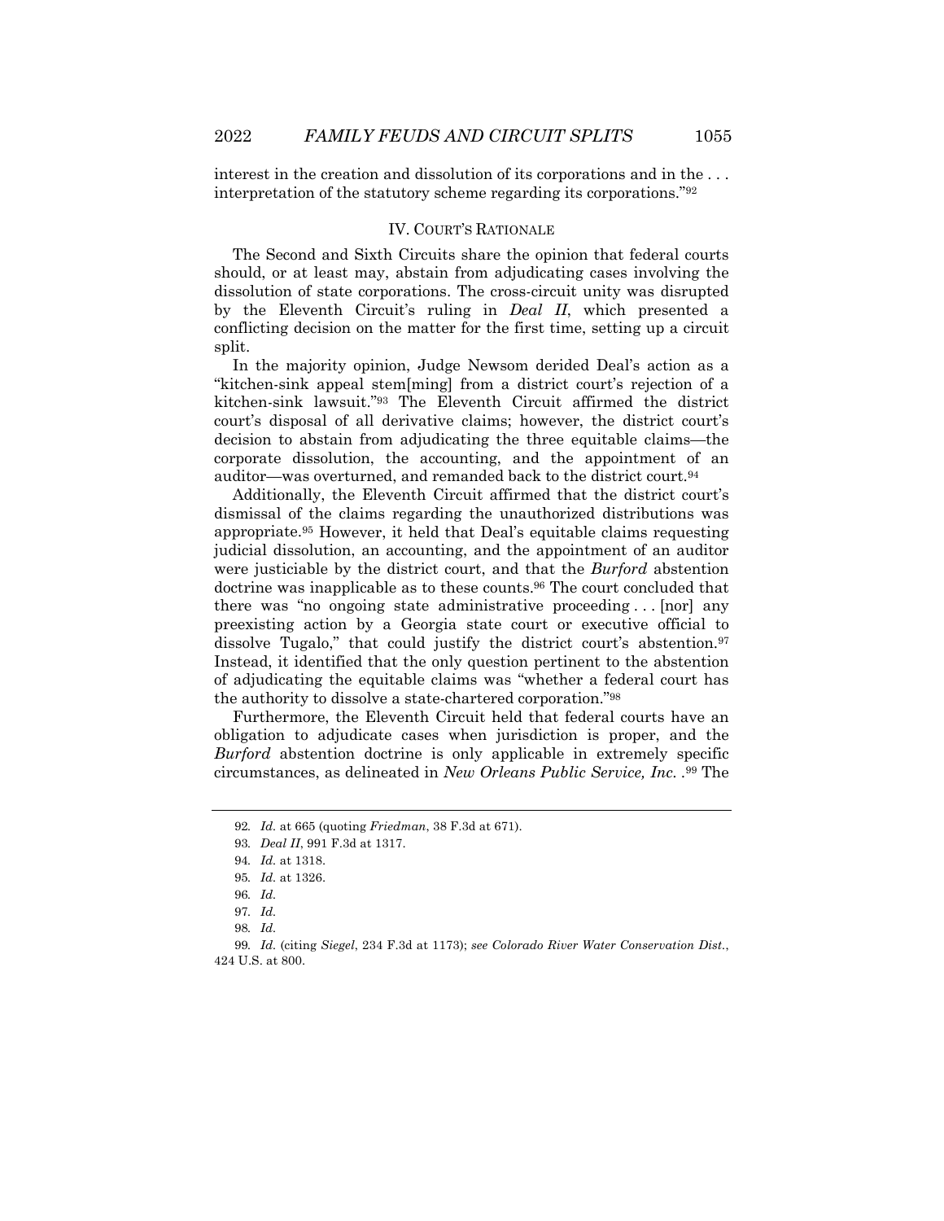interest in the creation and dissolution of its corporations and in the . . . interpretation of the statutory scheme regarding its corporations."[92]

## IV. COURT'S RATIONALE

The Second and Sixth Circuits share the opinion that federal courts should, or at least may, abstain from adjudicating cases involving the dissolution of state corporations. The cross-circuit unity was disrupted by the Eleventh Circuit's ruling in *Deal II*, which presented a conflicting decision on the matter for the first time, setting up a circuit split.

In the majority opinion, Judge Newsom derided Deal's action as a "kitchen-sink appeal stem[ming] from a district court's rejection of a kitchen-sink lawsuit."[93] The Eleventh Circuit affirmed the district court's disposal of all derivative claims; however, the district court's decision to abstain from adjudicating the three equitable claims—the corporate dissolution, the accounting, and the appointment of an auditor—was overturned, and remanded back to the district court.[94]

Additionally, the Eleventh Circuit affirmed that the district court's dismissal of the claims regarding the unauthorized distributions was appropriate.[95] However, it held that Deal's equitable claims requesting judicial dissolution, an accounting, and the appointment of an auditor were justiciable by the district court, and that the *Burford* abstention doctrine was inapplicable as to these counts.[96] The court concluded that there was "no ongoing state administrative proceeding . . . [nor] any preexisting action by a Georgia state court or executive official to dissolve Tugalo," that could justify the district court's abstention.[97] Instead, it identified that the only question pertinent to the abstention of adjudicating the equitable claims was "whether a federal court has the authority to dissolve a state-chartered corporation."[98]

Furthermore, the Eleventh Circuit held that federal courts have an obligation to adjudicate cases when jurisdiction is proper, and the *Burford* abstention doctrine is only applicable in extremely specific circumstances, as delineated in *New Orleans Public Service, Inc.* .[99] The

---

92. *Id.* at 665 (quoting *Friedman*, 38 F.3d at 671).

93. *Deal II*, 991 F.3d at 1317.

94. *Id.* at 1318.

95. *Id.* at 1326.

96. *Id.*

97. *Id.*

98. *Id.*

99. *Id.* (citing *Siegel*, 234 F.3d at 1173); *see Colorado River Water Conservation Dist.*, 424 U.S. at 800.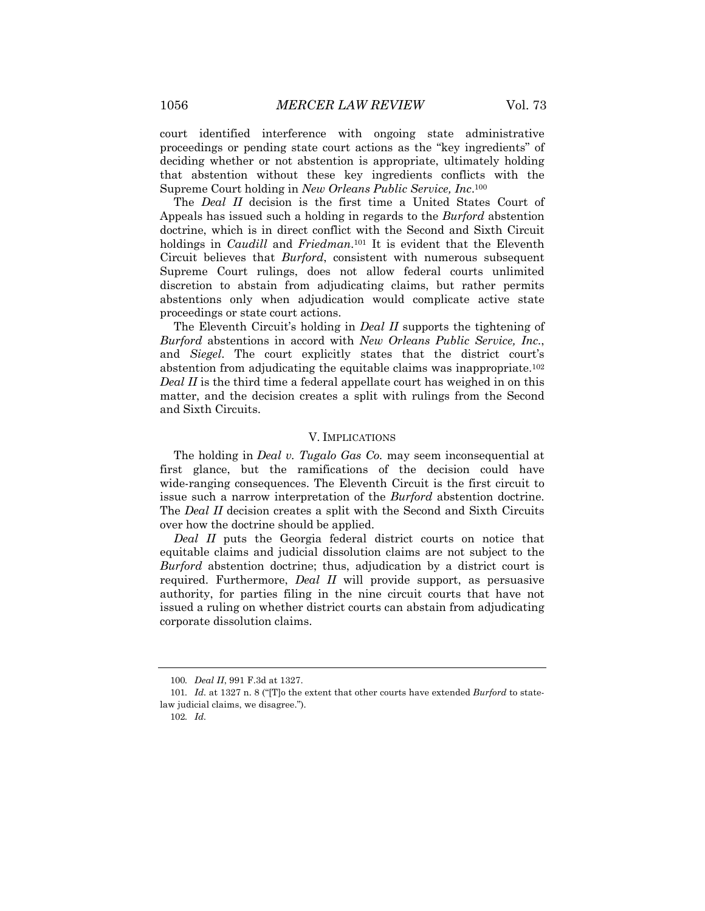court identified interference with ongoing state administrative proceedings or pending state court actions as the "key ingredients" of deciding whether or not abstention is appropriate, ultimately holding that abstention without these key ingredients conflicts with the Supreme Court holding in *New Orleans Public Service, Inc*.[100]

The *Deal II* decision is the first time a United States Court of Appeals has issued such a holding in regards to the *Burford* abstention doctrine, which is in direct conflict with the Second and Sixth Circuit holdings in *Caudill* and *Friedman*.[101] It is evident that the Eleventh Circuit believes that *Burford*, consistent with numerous subsequent Supreme Court rulings, does not allow federal courts unlimited discretion to abstain from adjudicating claims, but rather permits abstentions only when adjudication would complicate active state proceedings or state court actions.

The Eleventh Circuit's holding in *Deal II* supports the tightening of *Burford* abstentions in accord with *New Orleans Public Service, Inc.*, and *Siegel*. The court explicitly states that the district court's abstention from adjudicating the equitable claims was inappropriate.[102] *Deal II* is the third time a federal appellate court has weighed in on this matter, and the decision creates a split with rulings from the Second and Sixth Circuits.

## V. IMPLICATIONS

The holding in *Deal v. Tugalo Gas Co.* may seem inconsequential at first glance, but the ramifications of the decision could have wide-ranging consequences. The Eleventh Circuit is the first circuit to issue such a narrow interpretation of the *Burford* abstention doctrine. The *Deal II* decision creates a split with the Second and Sixth Circuits over how the doctrine should be applied.

*Deal II* puts the Georgia federal district courts on notice that equitable claims and judicial dissolution claims are not subject to the *Burford* abstention doctrine; thus, adjudication by a district court is required. Furthermore, *Deal II* will provide support, as persuasive authority, for parties filing in the nine circuit courts that have not issued a ruling on whether district courts can abstain from adjudicating corporate dissolution claims.

---

100. *Deal II*, 991 F.3d at 1327.

101. *Id.* at 1327 n. 8 ("[T]o the extent that other courts have extended *Burford* to state-law judicial claims, we disagree.").

102. *Id.*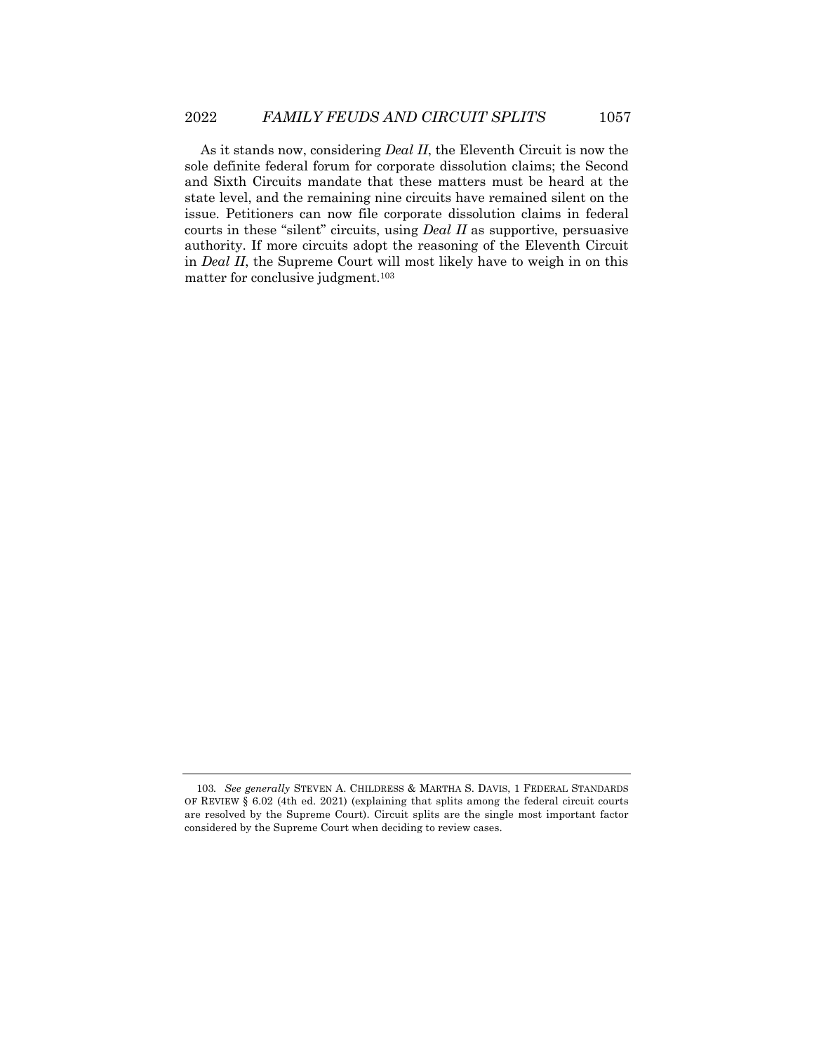As it stands now, considering *Deal II*, the Eleventh Circuit is now the sole definite federal forum for corporate dissolution claims; the Second and Sixth Circuits mandate that these matters must be heard at the state level, and the remaining nine circuits have remained silent on the issue. Petitioners can now file corporate dissolution claims in federal courts in these "silent" circuits, using *Deal II* as supportive, persuasive authority. If more circuits adopt the reasoning of the Eleventh Circuit in *Deal II*, the Supreme Court will most likely have to weigh in on this matter for conclusive judgment.[103]

---

103. *See generally* STEVEN A. CHILDRESS & MARTHA S. DAVIS, 1 FEDERAL STANDARDS OF REVIEW § 6.02 (4th ed. 2021) (explaining that splits among the federal circuit courts are resolved by the Supreme Court). Circuit splits are the single most important factor considered by the Supreme Court when deciding to review cases.